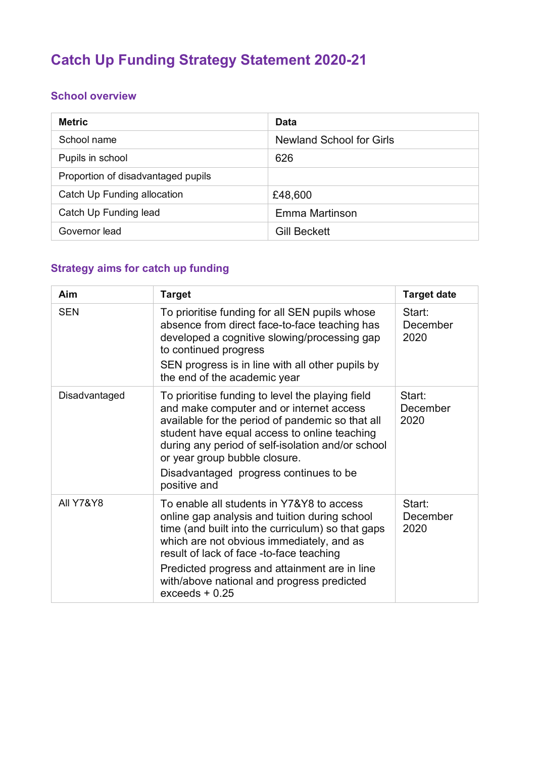# Catch Up Funding Strategy Statement 2020-21

## School overview

| Metric | Data |
|---|---|
| School name | Newland School for Girls |
| Pupils in school | 626 |
| Proportion of disadvantaged pupils | |
| Catch Up Funding allocation | £48,600 |
| Catch Up Funding lead | Emma Martinson |
| Governor lead | Gill Beckett |

## Strategy aims for catch up funding

| Aim | Target | Target date |
|---|---|---|
| SEN | To prioritise funding for all SEN pupils whose absence from direct face-to-face teaching has developed a cognitive slowing/processing gap to continued progress<br><br>SEN progress is in line with all other pupils by the end of the academic year | Start: December 2020 |
| Disadvantaged | To prioritise funding to level the playing field and make computer and or internet access available for the period of pandemic so that all student have equal access to online teaching during any period of self-isolation and/or school or year group bubble closure.<br><br>Disadvantaged progress continues to be positive and | Start: December 2020 |
| All Y7&Y8 | To enable all students in Y7&Y8 to access online gap analysis and tuition during school time (and built into the curriculum) so that gaps which are not obvious immediately, and as result of lack of face -to-face teaching<br><br>Predicted progress and attainment are in line with/above national and progress predicted exceeds + 0.25 | Start: December 2020 |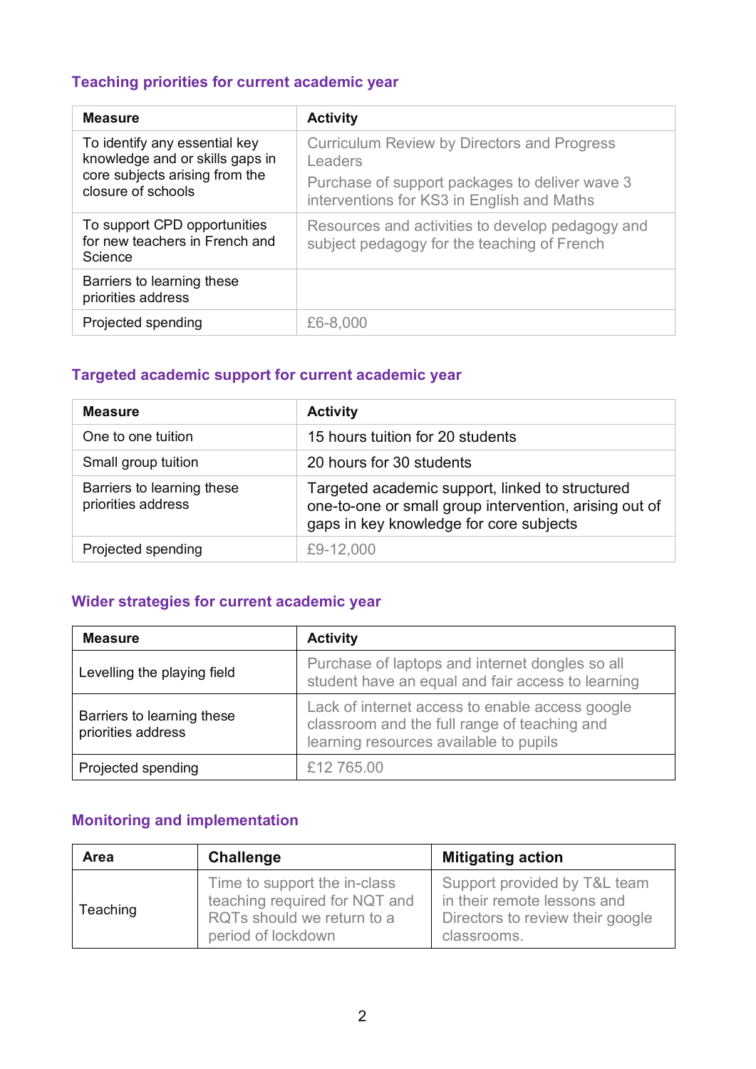### Teaching priorities for current academic year

| Measure | Activity |
| --- | --- |
| To identify any essential key knowledge and or skills gaps in core subjects arising from the closure of schools | Curriculum Review by Directors and Progress Leaders<br>Purchase of support packages to deliver wave 3 interventions for KS3 in English and Maths |
| To support CPD opportunities for new teachers in French and Science | Resources and activities to develop pedagogy and subject pedagogy for the teaching of French |
| Barriers to learning these priorities address | |
| Projected spending | £6-8,000 |

### Targeted academic support for current academic year

| Measure | Activity |
| --- | --- |
| One to one tuition | 15 hours tuition for 20 students |
| Small group tuition | 20 hours for 30 students |
| Barriers to learning these priorities address | Targeted academic support, linked to structured one-to-one or small group intervention, arising out of gaps in key knowledge for core subjects |
| Projected spending | £9-12,000 |

### Wider strategies for current academic year

| Measure | Activity |
| --- | --- |
| Levelling the playing field | Purchase of laptops and internet dongles so all student have an equal and fair access to learning |
| Barriers to learning these priorities address | Lack of internet access to enable access google classroom and the full range of teaching and learning resources available to pupils |
| Projected spending | £12 765.00 |

### Monitoring and implementation

| Area | Challenge | Mitigating action |
| --- | --- | --- |
| Teaching | Time to support the in-class teaching required for NQT and RQTs should we return to a period of lockdown | Support provided by T&L team in their remote lessons and Directors to review their google classrooms. |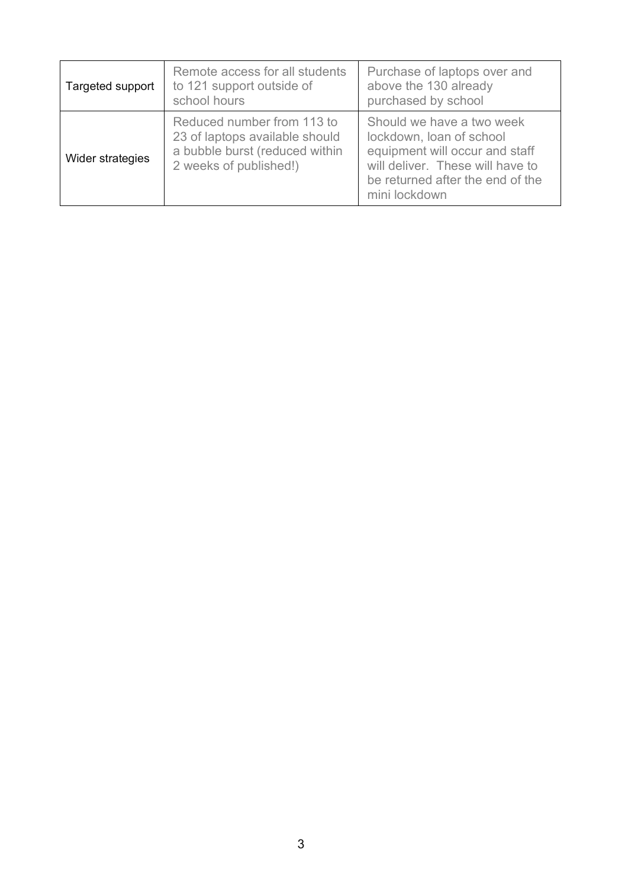| | | |
|---|---|---|
| Targeted support | Remote access for all students to 121 support outside of school hours | Purchase of laptops over and above the 130 already purchased by school |
| Wider strategies | Reduced number from 113 to 23 of laptops available should a bubble burst (reduced within 2 weeks of published!) | Should we have a two week lockdown, loan of school equipment will occur and staff will deliver. These will have to be returned after the end of the mini lockdown |